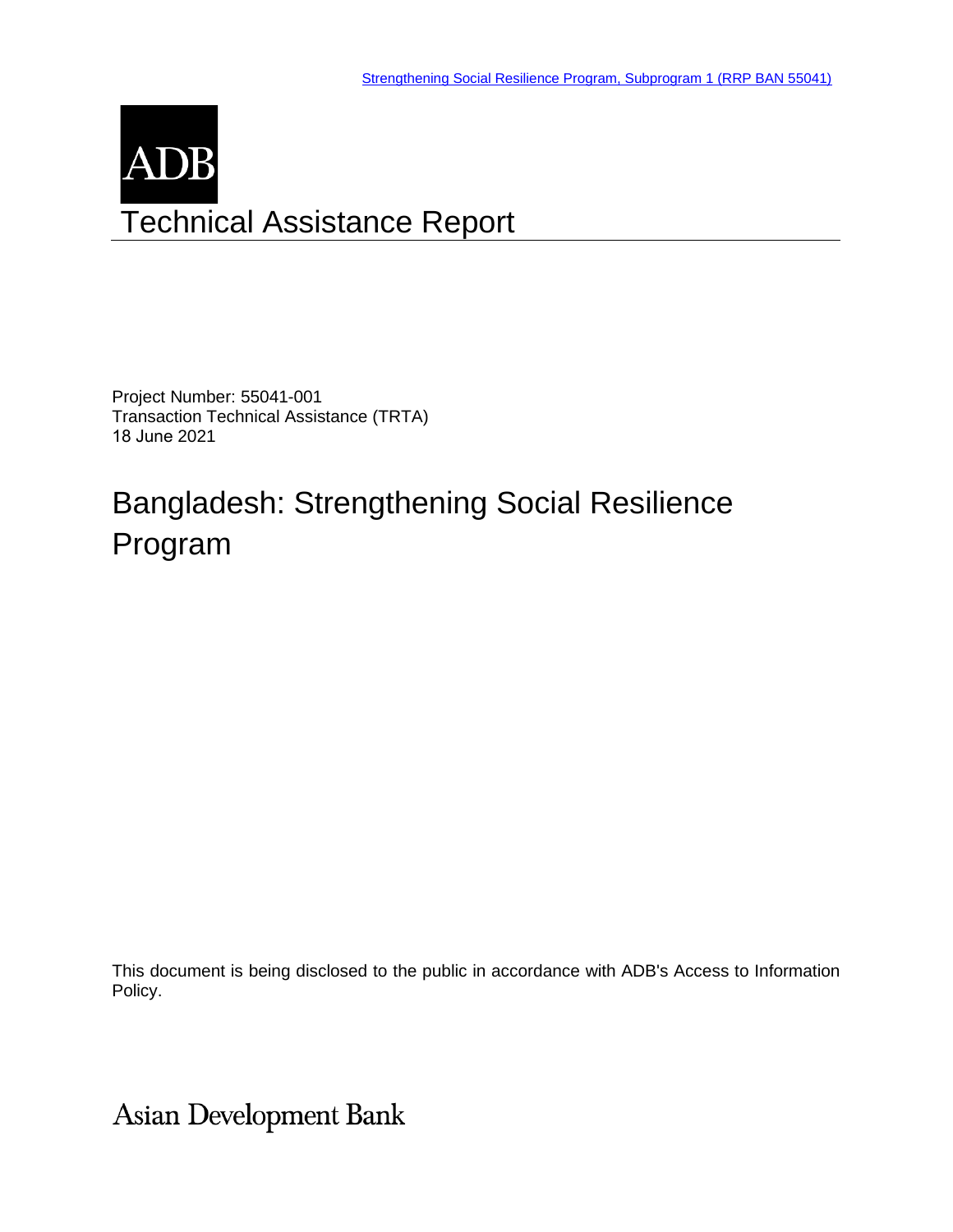Strengthening Social Resilience Program, Subprogram 1 (RRP BAN 55041)

ADB

# Technical Assistance Report

Project Number: 55041-001
Transaction Technical Assistance (TRTA)
18 June 2021

# Bangladesh: Strengthening Social Resilience Program

This document is being disclosed to the public in accordance with ADB's Access to Information Policy.

Asian Development Bank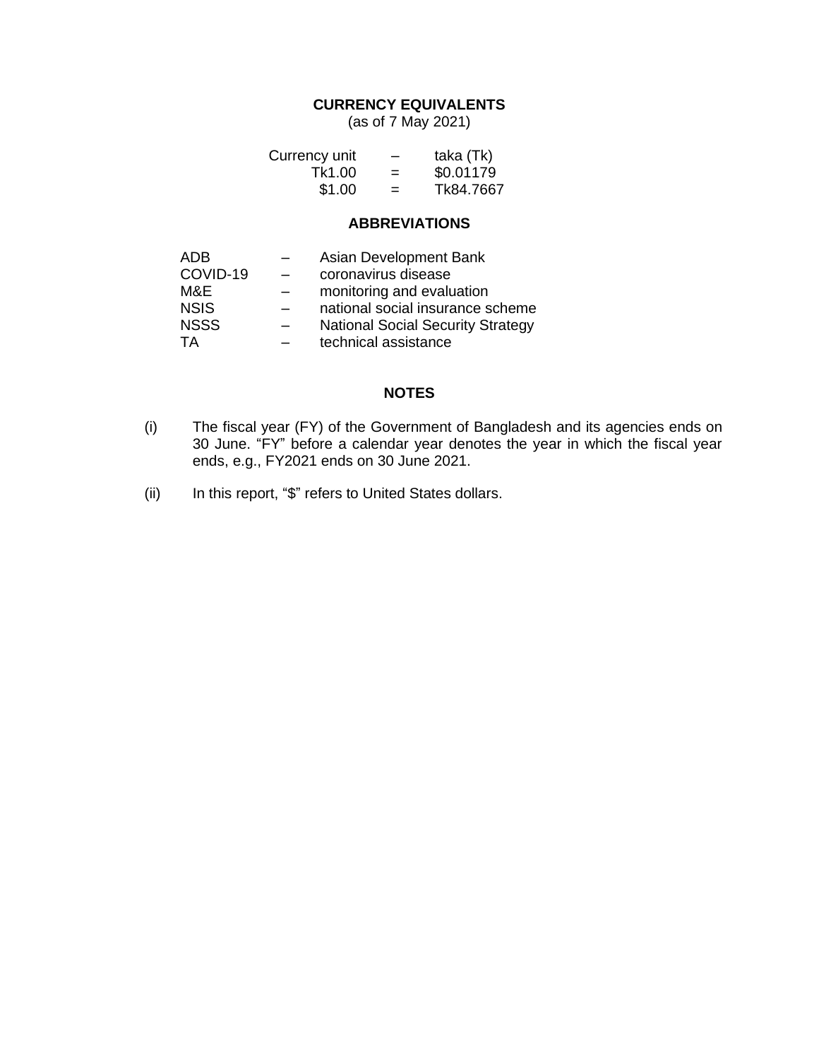## CURRENCY EQUIVALENTS

(as of 7 May 2021)

| | | |
|---|---|---|
| Currency unit | – | taka (Tk) |
| Tk1.00 | = | $0.01179 |
| $1.00 | = | Tk84.7667 |

## ABBREVIATIONS

| | | |
|---|---|---|
| ADB | – | Asian Development Bank |
| COVID-19 | – | coronavirus disease |
| M&E | – | monitoring and evaluation |
| NSIS | – | national social insurance scheme |
| NSSS | – | National Social Security Strategy |
| TA | – | technical assistance |

## NOTES

(i) The fiscal year (FY) of the Government of Bangladesh and its agencies ends on 30 June. "FY" before a calendar year denotes the year in which the fiscal year ends, e.g., FY2021 ends on 30 June 2021.

(ii) In this report, "$" refers to United States dollars.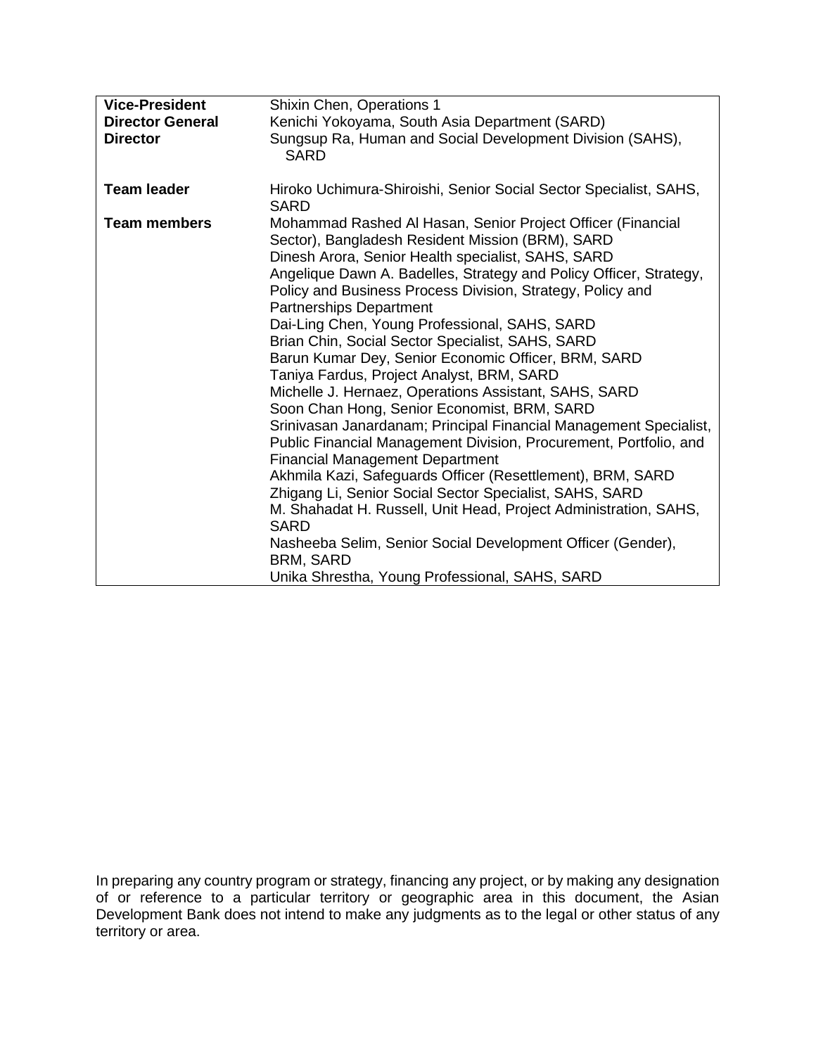| | |
|---|---|
| **Vice-President** | Shixin Chen, Operations 1 |
| **Director General** | Kenichi Yokoyama, South Asia Department (SARD) |
| **Director** | Sungsup Ra, Human and Social Development Division (SAHS), SARD |
| | |
| **Team leader** | Hiroko Uchimura-Shiroishi, Senior Social Sector Specialist, SAHS, SARD |
| **Team members** | Mohammad Rashed Al Hasan, Senior Project Officer (Financial Sector), Bangladesh Resident Mission (BRM), SARD<br>Dinesh Arora, Senior Health specialist, SAHS, SARD<br>Angelique Dawn A. Badelles, Strategy and Policy Officer, Strategy, Policy and Business Process Division, Strategy, Policy and Partnerships Department<br>Dai-Ling Chen, Young Professional, SAHS, SARD<br>Brian Chin, Social Sector Specialist, SAHS, SARD<br>Barun Kumar Dey, Senior Economic Officer, BRM, SARD<br>Taniya Fardus, Project Analyst, BRM, SARD<br>Michelle J. Hernaez, Operations Assistant, SAHS, SARD<br>Soon Chan Hong, Senior Economist, BRM, SARD<br>Srinivasan Janardanam; Principal Financial Management Specialist, Public Financial Management Division, Procurement, Portfolio, and Financial Management Department<br>Akhmila Kazi, Safeguards Officer (Resettlement), BRM, SARD<br>Zhigang Li, Senior Social Sector Specialist, SAHS, SARD<br>M. Shahadat H. Russell, Unit Head, Project Administration, SAHS, SARD<br>Nasheeba Selim, Senior Social Development Officer (Gender), BRM, SARD<br>Unika Shrestha, Young Professional, SAHS, SARD |

In preparing any country program or strategy, financing any project, or by making any designation of or reference to a particular territory or geographic area in this document, the Asian Development Bank does not intend to make any judgments as to the legal or other status of any territory or area.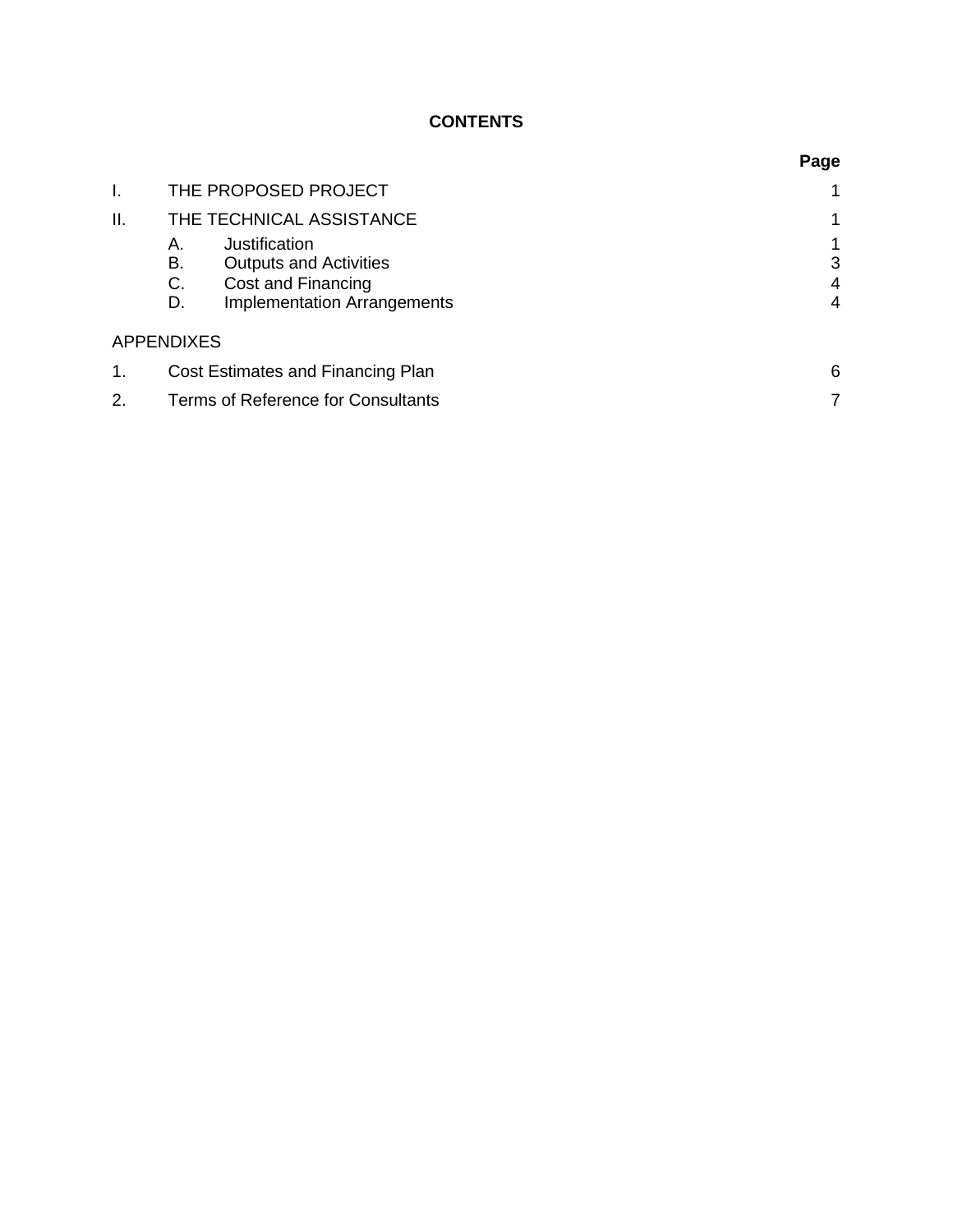## CONTENTS

| | | Page |
|---|---|---|
| I. | THE PROPOSED PROJECT | 1 |
| II. | THE TECHNICAL ASSISTANCE | 1 |
| | A. Justification | 1 |
| | B. Outputs and Activities | 3 |
| | C. Cost and Financing | 4 |
| | D. Implementation Arrangements | 4 |
| APPENDIXES | | |
| 1. | Cost Estimates and Financing Plan | 6 |
| 2. | Terms of Reference for Consultants | 7 |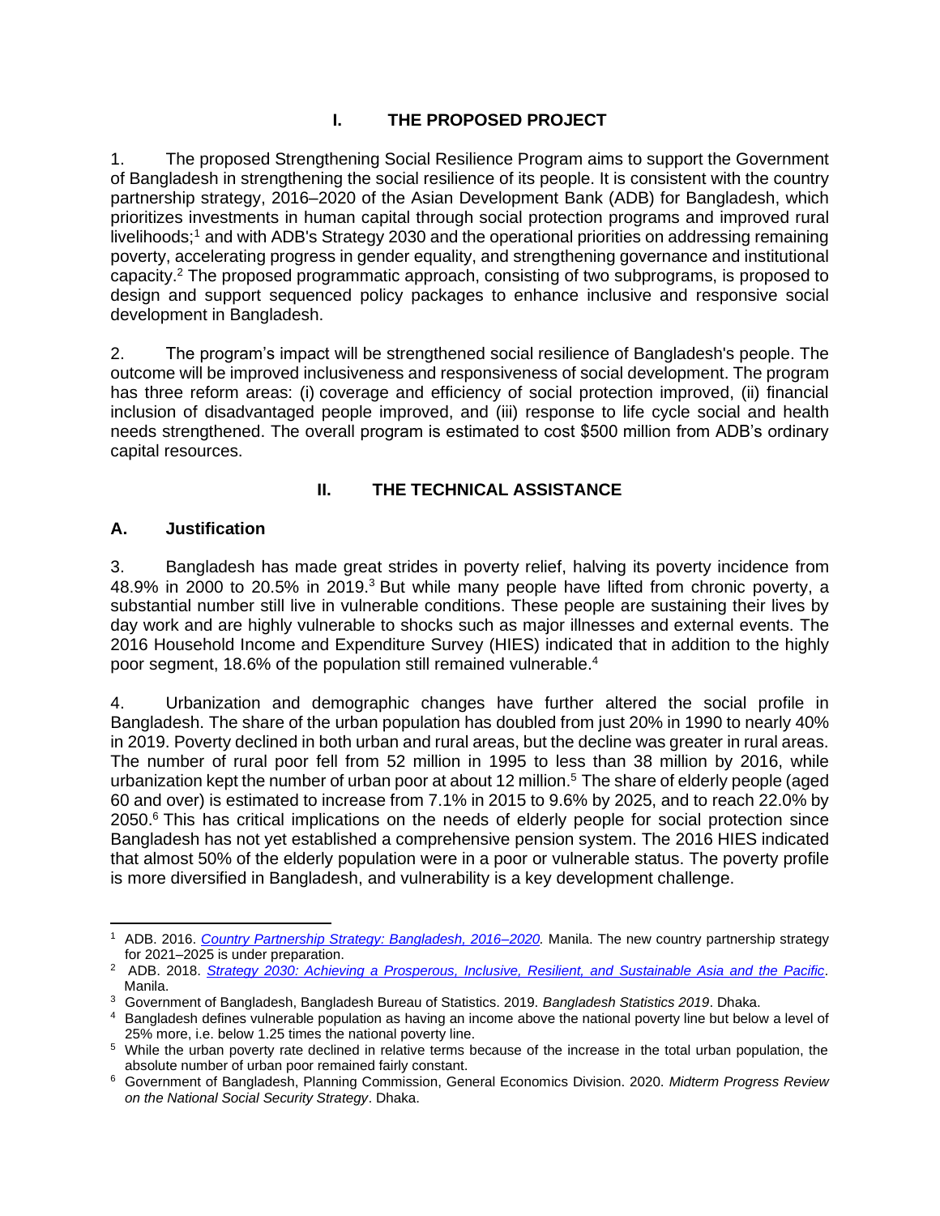# I. THE PROPOSED PROJECT

1. The proposed Strengthening Social Resilience Program aims to support the Government of Bangladesh in strengthening the social resilience of its people. It is consistent with the country partnership strategy, 2016–2020 of the Asian Development Bank (ADB) for Bangladesh, which prioritizes investments in human capital through social protection programs and improved rural livelihoods;[1] and with ADB's Strategy 2030 and the operational priorities on addressing remaining poverty, accelerating progress in gender equality, and strengthening governance and institutional capacity.[2] The proposed programmatic approach, consisting of two subprograms, is proposed to design and support sequenced policy packages to enhance inclusive and responsive social development in Bangladesh.

2. The program's impact will be strengthened social resilience of Bangladesh's people. The outcome will be improved inclusiveness and responsiveness of social development. The program has three reform areas: (i) coverage and efficiency of social protection improved, (ii) financial inclusion of disadvantaged people improved, and (iii) response to life cycle social and health needs strengthened. The overall program is estimated to cost $500 million from ADB's ordinary capital resources.

# II. THE TECHNICAL ASSISTANCE

## A. Justification

3. Bangladesh has made great strides in poverty relief, halving its poverty incidence from 48.9% in 2000 to 20.5% in 2019.[3] But while many people have lifted from chronic poverty, a substantial number still live in vulnerable conditions. These people are sustaining their lives by day work and are highly vulnerable to shocks such as major illnesses and external events. The 2016 Household Income and Expenditure Survey (HIES) indicated that in addition to the highly poor segment, 18.6% of the population still remained vulnerable.[4]

4. Urbanization and demographic changes have further altered the social profile in Bangladesh. The share of the urban population has doubled from just 20% in 1990 to nearly 40% in 2019. Poverty declined in both urban and rural areas, but the decline was greater in rural areas. The number of rural poor fell from 52 million in 1995 to less than 38 million by 2016, while urbanization kept the number of urban poor at about 12 million.[5] The share of elderly people (aged 60 and over) is estimated to increase from 7.1% in 2015 to 9.6% by 2025, and to reach 22.0% by 2050.[6] This has critical implications on the needs of elderly people for social protection since Bangladesh has not yet established a comprehensive pension system. The 2016 HIES indicated that almost 50% of the elderly population were in a poor or vulnerable status. The poverty profile is more diversified in Bangladesh, and vulnerability is a key development challenge.

---

[1] ADB. 2016. *Country Partnership Strategy: Bangladesh, 2016–2020.* Manila. The new country partnership strategy for 2021–2025 is under preparation.

[2] ADB. 2018. *Strategy 2030: Achieving a Prosperous, Inclusive, Resilient, and Sustainable Asia and the Pacific*. Manila.

[3] Government of Bangladesh, Bangladesh Bureau of Statistics. 2019. *Bangladesh Statistics 2019*. Dhaka.

[4] Bangladesh defines vulnerable population as having an income above the national poverty line but below a level of 25% more, i.e. below 1.25 times the national poverty line.

[5] While the urban poverty rate declined in relative terms because of the increase in the total urban population, the absolute number of urban poor remained fairly constant.

[6] Government of Bangladesh, Planning Commission, General Economics Division. 2020. *Midterm Progress Review on the National Social Security Strategy*. Dhaka.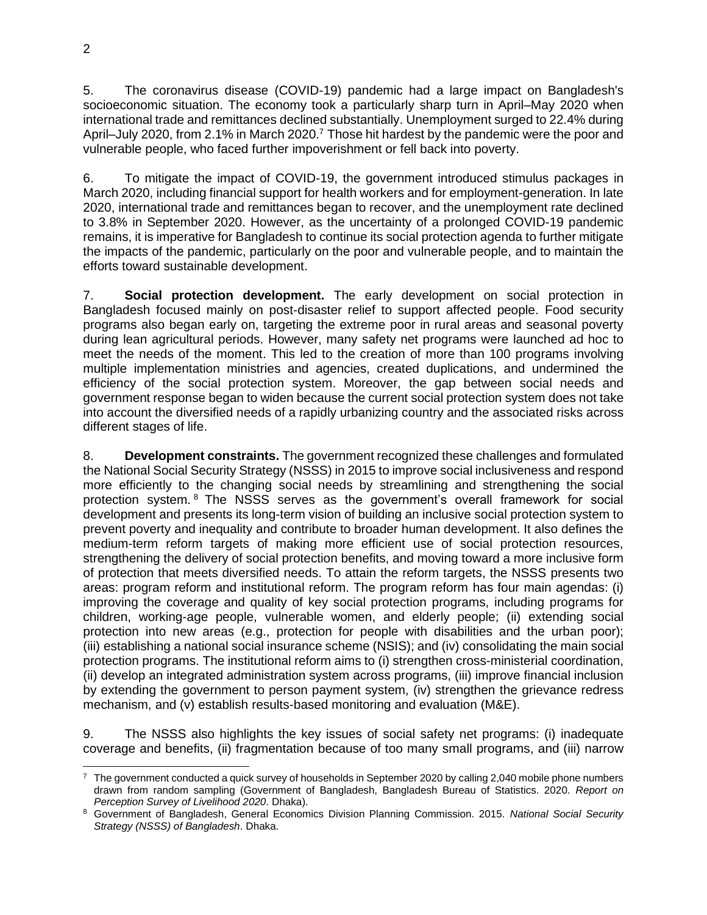5. The coronavirus disease (COVID-19) pandemic had a large impact on Bangladesh's socioeconomic situation. The economy took a particularly sharp turn in April–May 2020 when international trade and remittances declined substantially. Unemployment surged to 22.4% during April–July 2020, from 2.1% in March 2020.[7] Those hit hardest by the pandemic were the poor and vulnerable people, who faced further impoverishment or fell back into poverty.

6. To mitigate the impact of COVID-19, the government introduced stimulus packages in March 2020, including financial support for health workers and for employment-generation. In late 2020, international trade and remittances began to recover, and the unemployment rate declined to 3.8% in September 2020. However, as the uncertainty of a prolonged COVID-19 pandemic remains, it is imperative for Bangladesh to continue its social protection agenda to further mitigate the impacts of the pandemic, particularly on the poor and vulnerable people, and to maintain the efforts toward sustainable development.

7. **Social protection development.** The early development on social protection in Bangladesh focused mainly on post-disaster relief to support affected people. Food security programs also began early on, targeting the extreme poor in rural areas and seasonal poverty during lean agricultural periods. However, many safety net programs were launched ad hoc to meet the needs of the moment. This led to the creation of more than 100 programs involving multiple implementation ministries and agencies, created duplications, and undermined the efficiency of the social protection system. Moreover, the gap between social needs and government response began to widen because the current social protection system does not take into account the diversified needs of a rapidly urbanizing country and the associated risks across different stages of life.

8. **Development constraints.** The government recognized these challenges and formulated the National Social Security Strategy (NSSS) in 2015 to improve social inclusiveness and respond more efficiently to the changing social needs by streamlining and strengthening the social protection system.[8] The NSSS serves as the government's overall framework for social development and presents its long-term vision of building an inclusive social protection system to prevent poverty and inequality and contribute to broader human development. It also defines the medium-term reform targets of making more efficient use of social protection resources, strengthening the delivery of social protection benefits, and moving toward a more inclusive form of protection that meets diversified needs. To attain the reform targets, the NSSS presents two areas: program reform and institutional reform. The program reform has four main agendas: (i) improving the coverage and quality of key social protection programs, including programs for children, working-age people, vulnerable women, and elderly people; (ii) extending social protection into new areas (e.g., protection for people with disabilities and the urban poor); (iii) establishing a national social insurance scheme (NSIS); and (iv) consolidating the main social protection programs. The institutional reform aims to (i) strengthen cross-ministerial coordination, (ii) develop an integrated administration system across programs, (iii) improve financial inclusion by extending the government to person payment system, (iv) strengthen the grievance redress mechanism, and (v) establish results-based monitoring and evaluation (M&E).

9. The NSSS also highlights the key issues of social safety net programs: (i) inadequate coverage and benefits, (ii) fragmentation because of too many small programs, and (iii) narrow

---

[7] The government conducted a quick survey of households in September 2020 by calling 2,040 mobile phone numbers drawn from random sampling (Government of Bangladesh, Bangladesh Bureau of Statistics. 2020. *Report on Perception Survey of Livelihood 2020*. Dhaka).

[8] Government of Bangladesh, General Economics Division Planning Commission. 2015. *National Social Security Strategy (NSSS) of Bangladesh*. Dhaka.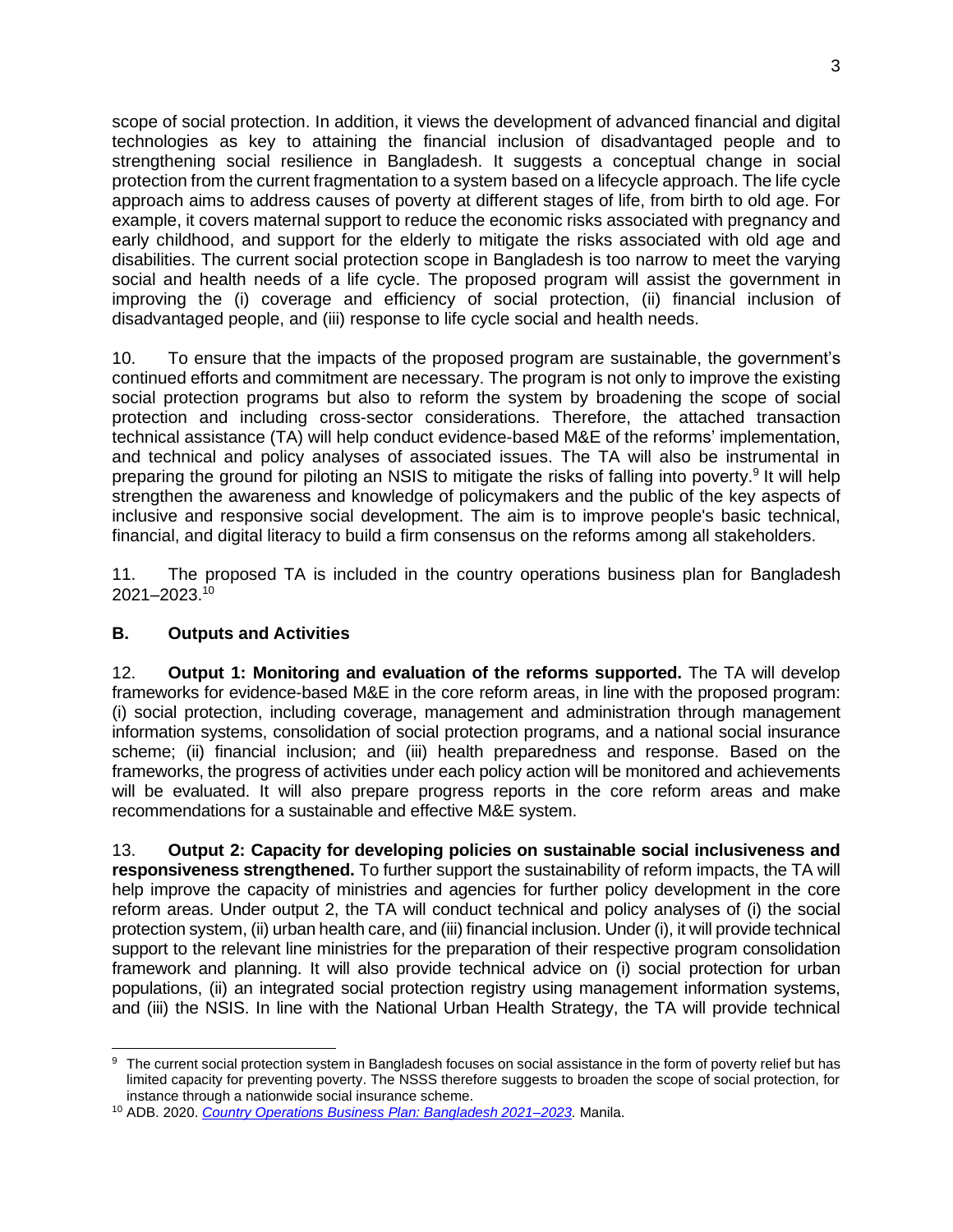scope of social protection. In addition, it views the development of advanced financial and digital technologies as key to attaining the financial inclusion of disadvantaged people and to strengthening social resilience in Bangladesh. It suggests a conceptual change in social protection from the current fragmentation to a system based on a lifecycle approach. The life cycle approach aims to address causes of poverty at different stages of life, from birth to old age. For example, it covers maternal support to reduce the economic risks associated with pregnancy and early childhood, and support for the elderly to mitigate the risks associated with old age and disabilities. The current social protection scope in Bangladesh is too narrow to meet the varying social and health needs of a life cycle. The proposed program will assist the government in improving the (i) coverage and efficiency of social protection, (ii) financial inclusion of disadvantaged people, and (iii) response to life cycle social and health needs.

10. To ensure that the impacts of the proposed program are sustainable, the government's continued efforts and commitment are necessary. The program is not only to improve the existing social protection programs but also to reform the system by broadening the scope of social protection and including cross-sector considerations. Therefore, the attached transaction technical assistance (TA) will help conduct evidence-based M&E of the reforms' implementation, and technical and policy analyses of associated issues. The TA will also be instrumental in preparing the ground for piloting an NSIS to mitigate the risks of falling into poverty.[9] It will help strengthen the awareness and knowledge of policymakers and the public of the key aspects of inclusive and responsive social development. The aim is to improve people's basic technical, financial, and digital literacy to build a firm consensus on the reforms among all stakeholders.

11. The proposed TA is included in the country operations business plan for Bangladesh 2021–2023.[10]

### B. Outputs and Activities

12. **Output 1: Monitoring and evaluation of the reforms supported.** The TA will develop frameworks for evidence-based M&E in the core reform areas, in line with the proposed program: (i) social protection, including coverage, management and administration through management information systems, consolidation of social protection programs, and a national social insurance scheme; (ii) financial inclusion; and (iii) health preparedness and response. Based on the frameworks, the progress of activities under each policy action will be monitored and achievements will be evaluated. It will also prepare progress reports in the core reform areas and make recommendations for a sustainable and effective M&E system.

13. **Output 2: Capacity for developing policies on sustainable social inclusiveness and responsiveness strengthened.** To further support the sustainability of reform impacts, the TA will help improve the capacity of ministries and agencies for further policy development in the core reform areas. Under output 2, the TA will conduct technical and policy analyses of (i) the social protection system, (ii) urban health care, and (iii) financial inclusion. Under (i), it will provide technical support to the relevant line ministries for the preparation of their respective program consolidation framework and planning. It will also provide technical advice on (i) social protection for urban populations, (ii) an integrated social protection registry using management information systems, and (iii) the NSIS. In line with the National Urban Health Strategy, the TA will provide technical

---

[9] The current social protection system in Bangladesh focuses on social assistance in the form of poverty relief but has limited capacity for preventing poverty. The NSSS therefore suggests to broaden the scope of social protection, for instance through a nationwide social insurance scheme.

[10] ADB. 2020. *Country Operations Business Plan: Bangladesh 2021–2023.* Manila.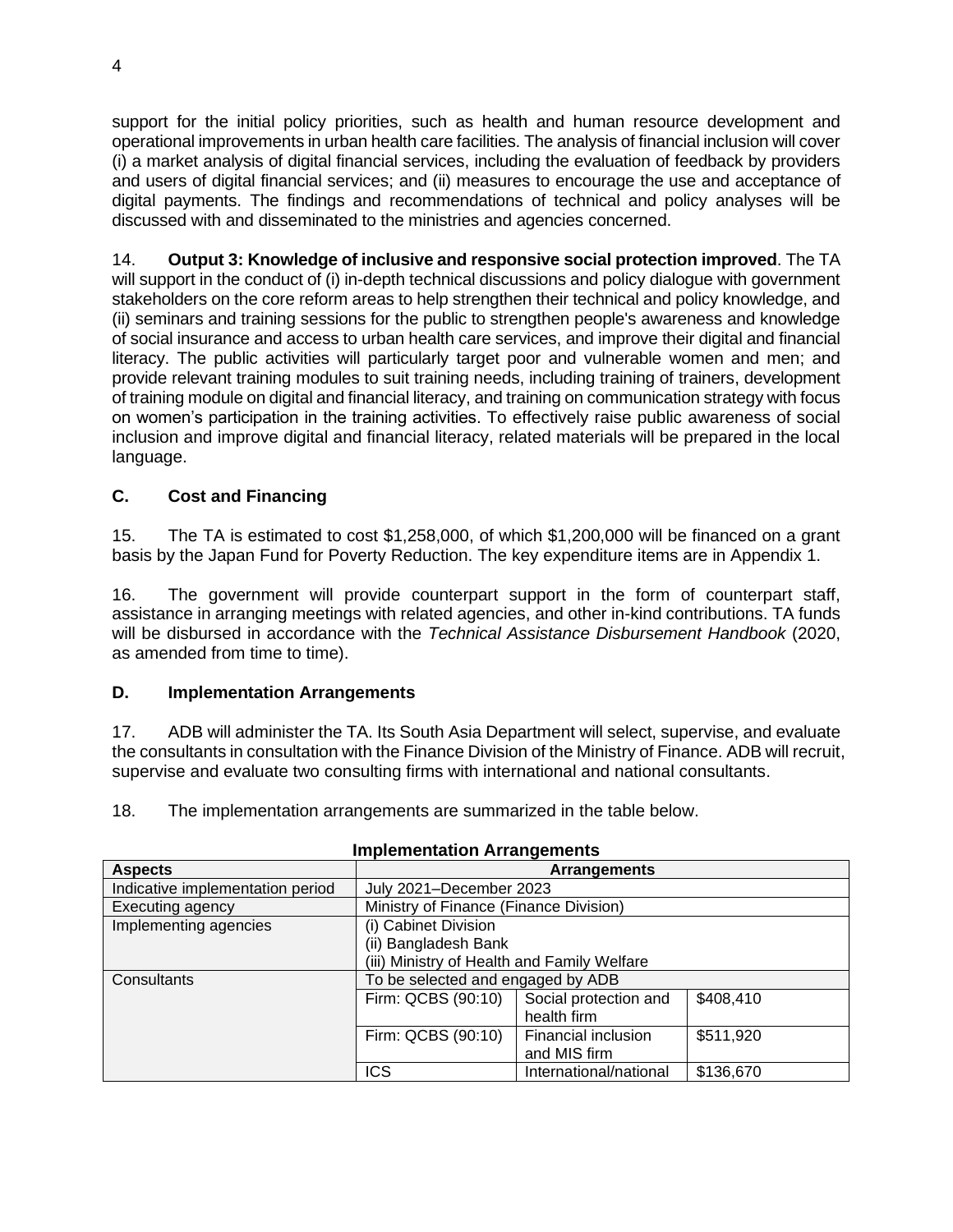support for the initial policy priorities, such as health and human resource development and operational improvements in urban health care facilities. The analysis of financial inclusion will cover (i) a market analysis of digital financial services, including the evaluation of feedback by providers and users of digital financial services; and (ii) measures to encourage the use and acceptance of digital payments. The findings and recommendations of technical and policy analyses will be discussed with and disseminated to the ministries and agencies concerned.

14. **Output 3: Knowledge of inclusive and responsive social protection improved**. The TA will support in the conduct of (i) in-depth technical discussions and policy dialogue with government stakeholders on the core reform areas to help strengthen their technical and policy knowledge, and (ii) seminars and training sessions for the public to strengthen people's awareness and knowledge of social insurance and access to urban health care services, and improve their digital and financial literacy. The public activities will particularly target poor and vulnerable women and men; and provide relevant training modules to suit training needs, including training of trainers, development of training module on digital and financial literacy, and training on communication strategy with focus on women's participation in the training activities. To effectively raise public awareness of social inclusion and improve digital and financial literacy, related materials will be prepared in the local language.

### C. Cost and Financing

15. The TA is estimated to cost $1,258,000, of which $1,200,000 will be financed on a grant basis by the Japan Fund for Poverty Reduction. The key expenditure items are in Appendix 1.

16. The government will provide counterpart support in the form of counterpart staff, assistance in arranging meetings with related agencies, and other in-kind contributions. TA funds will be disbursed in accordance with the *Technical Assistance Disbursement Handbook* (2020, as amended from time to time).

### D. Implementation Arrangements

17. ADB will administer the TA. Its South Asia Department will select, supervise, and evaluate the consultants in consultation with the Finance Division of the Ministry of Finance. ADB will recruit, supervise and evaluate two consulting firms with international and national consultants.

18. The implementation arrangements are summarized in the table below.

**Implementation Arrangements**

| Aspects | Arrangements | | |
|---|---|---|---|
| Indicative implementation period | July 2021–December 2023 | | |
| Executing agency | Ministry of Finance (Finance Division) | | |
| Implementing agencies | (i) Cabinet Division<br>(ii) Bangladesh Bank<br>(iii) Ministry of Health and Family Welfare | | |
| Consultants | To be selected and engaged by ADB | | |
| | Firm: QCBS (90:10) | Social protection and health firm | $408,410 |
| | Firm: QCBS (90:10) | Financial inclusion and MIS firm | $511,920 |
| | ICS | International/national | $136,670 |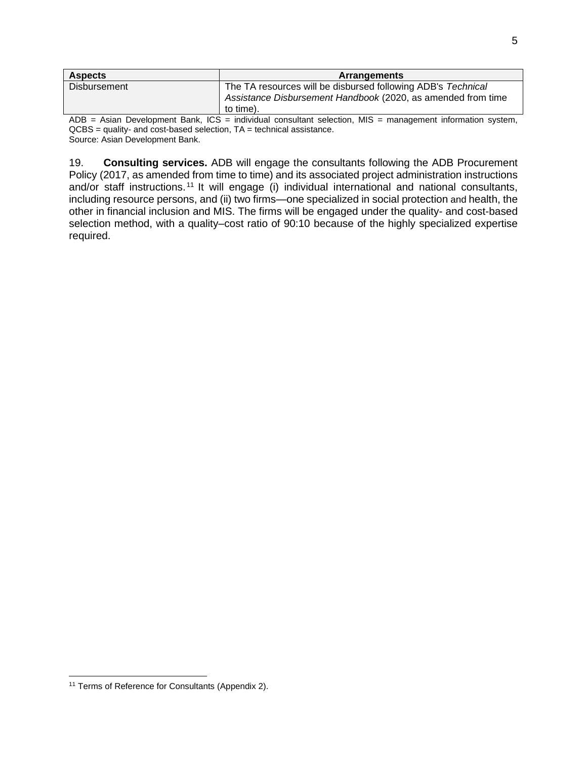| Aspects | Arrangements |
| --- | --- |
| Disbursement | The TA resources will be disbursed following ADB's *Technical Assistance Disbursement Handbook* (2020, as amended from time to time). |

ADB = Asian Development Bank, ICS = individual consultant selection, MIS = management information system, QCBS = quality- and cost-based selection, TA = technical assistance.
Source: Asian Development Bank.

19. **Consulting services.** ADB will engage the consultants following the ADB Procurement Policy (2017, as amended from time to time) and its associated project administration instructions and/or staff instructions.[11] It will engage (i) individual international and national consultants, including resource persons, and (ii) two firms—one specialized in social protection and health, the other in financial inclusion and MIS. The firms will be engaged under the quality- and cost-based selection method, with a quality–cost ratio of 90:10 because of the highly specialized expertise required.

[11] Terms of Reference for Consultants (Appendix 2).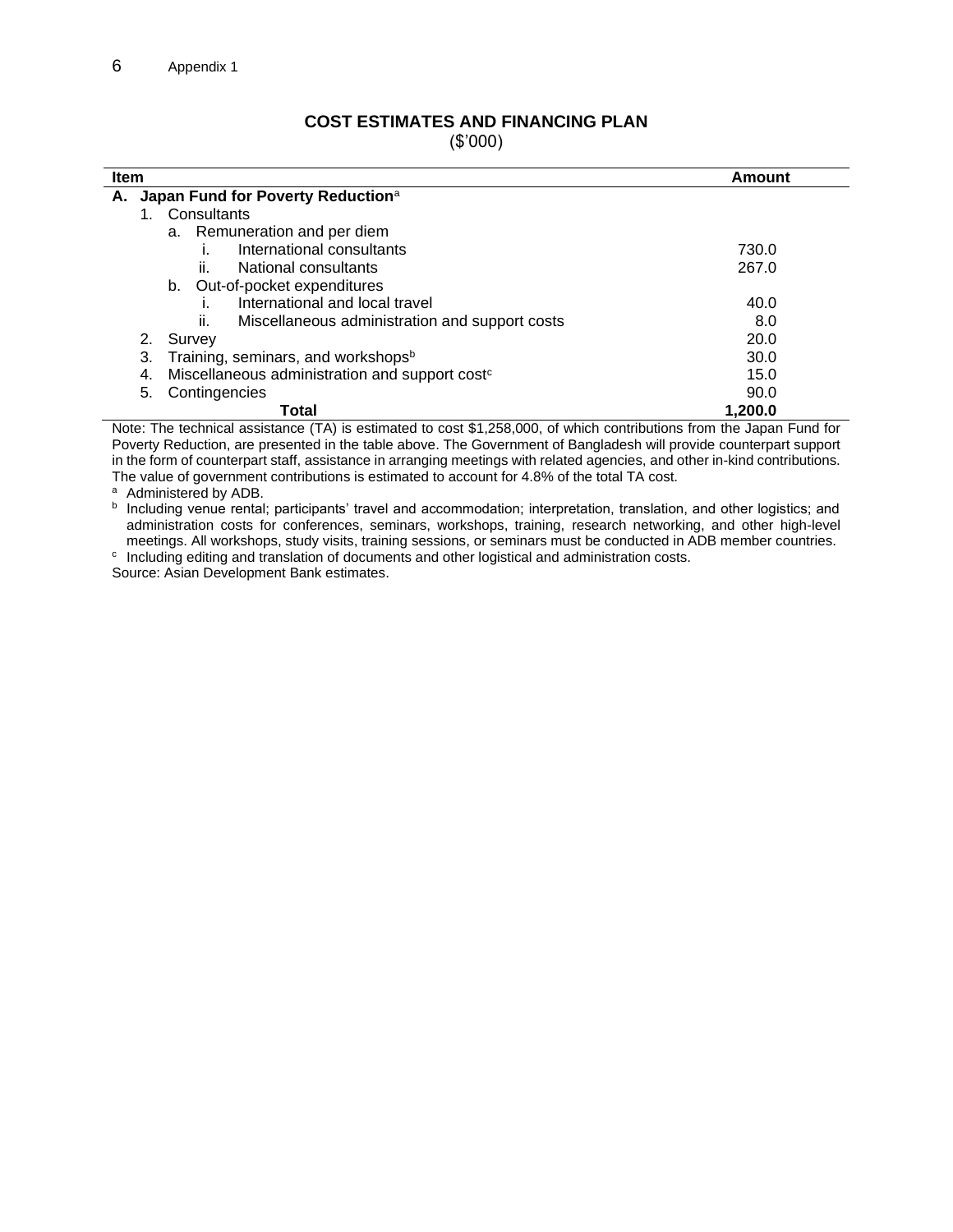## COST ESTIMATES AND FINANCING PLAN

($'000)

| Item | Amount |
|---|---|
| **A. Japan Fund for Poverty Reduction**[a] | |
| 1. Consultants | |
| a. Remuneration and per diem | |
| i. International consultants | 730.0 |
| ii. National consultants | 267.0 |
| b. Out-of-pocket expenditures | |
| i. International and local travel | 40.0 |
| ii. Miscellaneous administration and support costs | 8.0 |
| 2. Survey | 20.0 |
| 3. Training, seminars, and workshops[b] | 30.0 |
| 4. Miscellaneous administration and support cost[c] | 15.0 |
| 5. Contingencies | 90.0 |
| **Total** | **1,200.0** |

Note: The technical assistance (TA) is estimated to cost $1,258,000, of which contributions from the Japan Fund for Poverty Reduction, are presented in the table above. The Government of Bangladesh will provide counterpart support in the form of counterpart staff, assistance in arranging meetings with related agencies, and other in-kind contributions. The value of government contributions is estimated to account for 4.8% of the total TA cost.

[a] Administered by ADB.

[b] Including venue rental; participants' travel and accommodation; interpretation, translation, and other logistics; and administration costs for conferences, seminars, workshops, training, research networking, and other high-level meetings. All workshops, study visits, training sessions, or seminars must be conducted in ADB member countries.

[c] Including editing and translation of documents and other logistical and administration costs.

Source: Asian Development Bank estimates.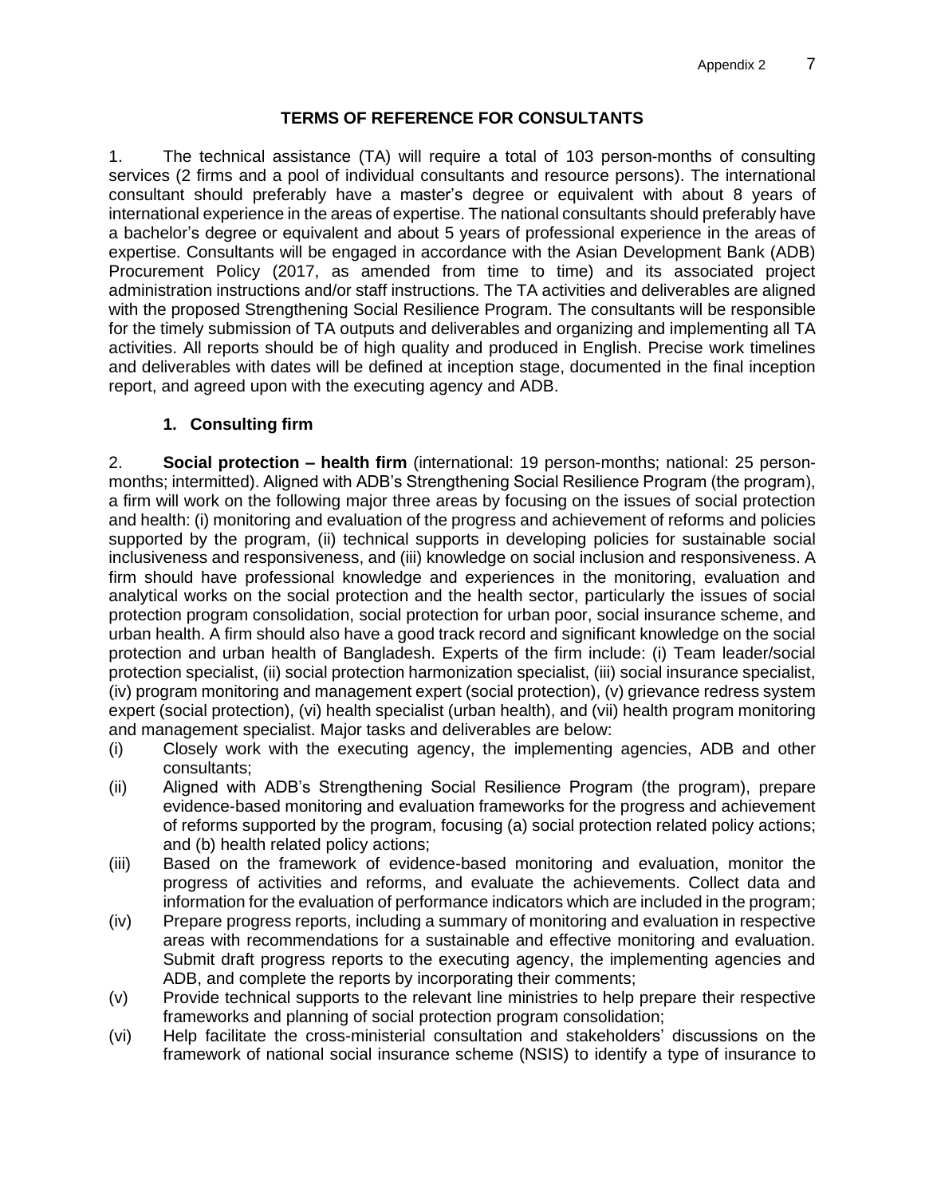## TERMS OF REFERENCE FOR CONSULTANTS

1. The technical assistance (TA) will require a total of 103 person-months of consulting services (2 firms and a pool of individual consultants and resource persons). The international consultant should preferably have a master's degree or equivalent with about 8 years of international experience in the areas of expertise. The national consultants should preferably have a bachelor's degree or equivalent and about 5 years of professional experience in the areas of expertise. Consultants will be engaged in accordance with the Asian Development Bank (ADB) Procurement Policy (2017, as amended from time to time) and its associated project administration instructions and/or staff instructions. The TA activities and deliverables are aligned with the proposed Strengthening Social Resilience Program. The consultants will be responsible for the timely submission of TA outputs and deliverables and organizing and implementing all TA activities. All reports should be of high quality and produced in English. Precise work timelines and deliverables with dates will be defined at inception stage, documented in the final inception report, and agreed upon with the executing agency and ADB.

### 1. Consulting firm

2. **Social protection – health firm** (international: 19 person-months; national: 25 person-months; intermitted). Aligned with ADB's Strengthening Social Resilience Program (the program), a firm will work on the following major three areas by focusing on the issues of social protection and health: (i) monitoring and evaluation of the progress and achievement of reforms and policies supported by the program, (ii) technical supports in developing policies for sustainable social inclusiveness and responsiveness, and (iii) knowledge on social inclusion and responsiveness. A firm should have professional knowledge and experiences in the monitoring, evaluation and analytical works on the social protection and the health sector, particularly the issues of social protection program consolidation, social protection for urban poor, social insurance scheme, and urban health. A firm should also have a good track record and significant knowledge on the social protection and urban health of Bangladesh. Experts of the firm include: (i) Team leader/social protection specialist, (ii) social protection harmonization specialist, (iii) social insurance specialist, (iv) program monitoring and management expert (social protection), (v) grievance redress system expert (social protection), (vi) health specialist (urban health), and (vii) health program monitoring and management specialist. Major tasks and deliverables are below:

- (i) Closely work with the executing agency, the implementing agencies, ADB and other consultants;
- (ii) Aligned with ADB's Strengthening Social Resilience Program (the program), prepare evidence-based monitoring and evaluation frameworks for the progress and achievement of reforms supported by the program, focusing (a) social protection related policy actions; and (b) health related policy actions;
- (iii) Based on the framework of evidence-based monitoring and evaluation, monitor the progress of activities and reforms, and evaluate the achievements. Collect data and information for the evaluation of performance indicators which are included in the program;
- (iv) Prepare progress reports, including a summary of monitoring and evaluation in respective areas with recommendations for a sustainable and effective monitoring and evaluation. Submit draft progress reports to the executing agency, the implementing agencies and ADB, and complete the reports by incorporating their comments;
- (v) Provide technical supports to the relevant line ministries to help prepare their respective frameworks and planning of social protection program consolidation;
- (vi) Help facilitate the cross-ministerial consultation and stakeholders' discussions on the framework of national social insurance scheme (NSIS) to identify a type of insurance to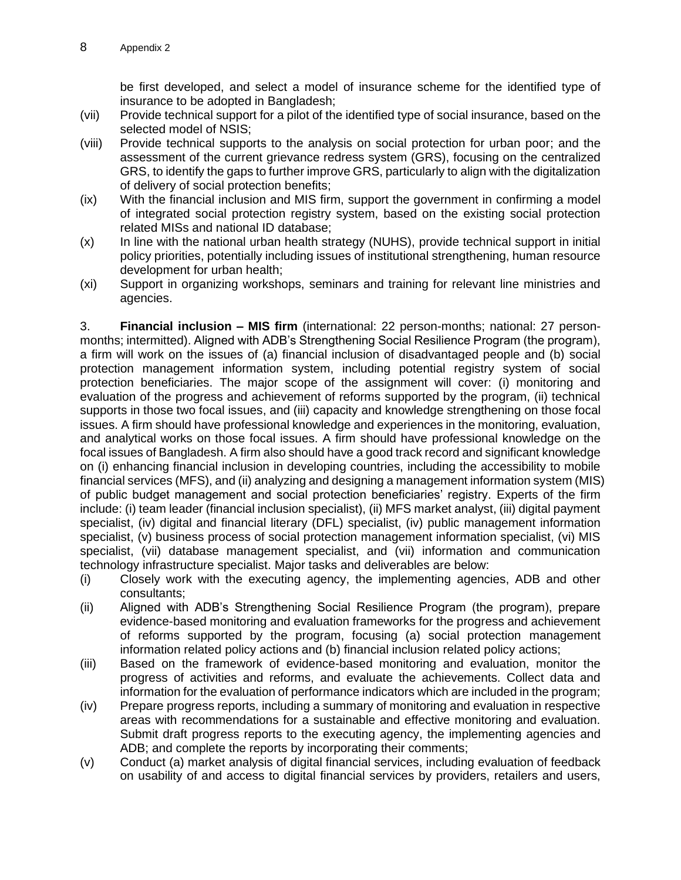be first developed, and select a model of insurance scheme for the identified type of insurance to be adopted in Bangladesh;

(vii) Provide technical support for a pilot of the identified type of social insurance, based on the selected model of NSIS;

(viii) Provide technical supports to the analysis on social protection for urban poor; and the assessment of the current grievance redress system (GRS), focusing on the centralized GRS, to identify the gaps to further improve GRS, particularly to align with the digitalization of delivery of social protection benefits;

(ix) With the financial inclusion and MIS firm, support the government in confirming a model of integrated social protection registry system, based on the existing social protection related MISs and national ID database;

(x) In line with the national urban health strategy (NUHS), provide technical support in initial policy priorities, potentially including issues of institutional strengthening, human resource development for urban health;

(xi) Support in organizing workshops, seminars and training for relevant line ministries and agencies.

3. **Financial inclusion – MIS firm** (international: 22 person-months; national: 27 person-months; intermitted). Aligned with ADB's Strengthening Social Resilience Program (the program), a firm will work on the issues of (a) financial inclusion of disadvantaged people and (b) social protection management information system, including potential registry system of social protection beneficiaries. The major scope of the assignment will cover: (i) monitoring and evaluation of the progress and achievement of reforms supported by the program, (ii) technical supports in those two focal issues, and (iii) capacity and knowledge strengthening on those focal issues. A firm should have professional knowledge and experiences in the monitoring, evaluation, and analytical works on those focal issues. A firm should have professional knowledge on the focal issues of Bangladesh. A firm also should have a good track record and significant knowledge on (i) enhancing financial inclusion in developing countries, including the accessibility to mobile financial services (MFS), and (ii) analyzing and designing a management information system (MIS) of public budget management and social protection beneficiaries' registry. Experts of the firm include: (i) team leader (financial inclusion specialist), (ii) MFS market analyst, (iii) digital payment specialist, (iv) digital and financial literary (DFL) specialist, (iv) public management information specialist, (v) business process of social protection management information specialist, (vi) MIS specialist, (vii) database management specialist, and (vii) information and communication technology infrastructure specialist. Major tasks and deliverables are below:

(i) Closely work with the executing agency, the implementing agencies, ADB and other consultants;

(ii) Aligned with ADB's Strengthening Social Resilience Program (the program), prepare evidence-based monitoring and evaluation frameworks for the progress and achievement of reforms supported by the program, focusing (a) social protection management information related policy actions and (b) financial inclusion related policy actions;

(iii) Based on the framework of evidence-based monitoring and evaluation, monitor the progress of activities and reforms, and evaluate the achievements. Collect data and information for the evaluation of performance indicators which are included in the program;

(iv) Prepare progress reports, including a summary of monitoring and evaluation in respective areas with recommendations for a sustainable and effective monitoring and evaluation. Submit draft progress reports to the executing agency, the implementing agencies and ADB; and complete the reports by incorporating their comments;

(v) Conduct (a) market analysis of digital financial services, including evaluation of feedback on usability of and access to digital financial services by providers, retailers and users,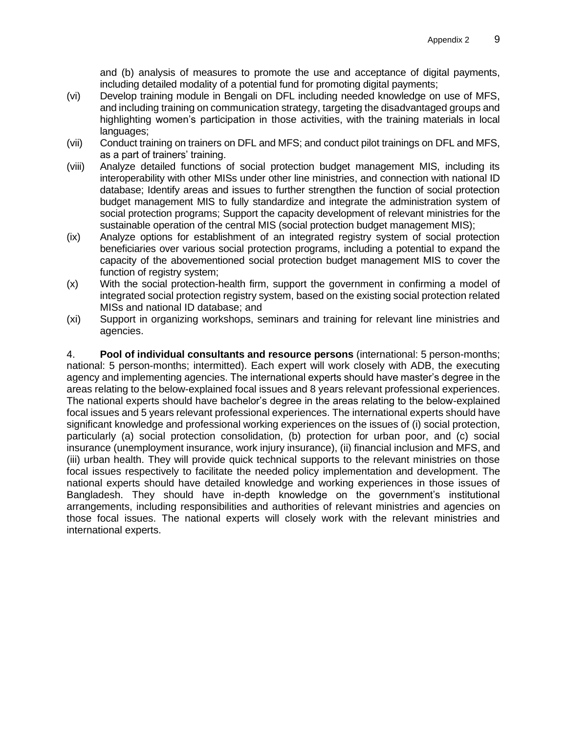and (b) analysis of measures to promote the use and acceptance of digital payments, including detailed modality of a potential fund for promoting digital payments;

(vi) Develop training module in Bengali on DFL including needed knowledge on use of MFS, and including training on communication strategy, targeting the disadvantaged groups and highlighting women's participation in those activities, with the training materials in local languages;

(vii) Conduct training on trainers on DFL and MFS; and conduct pilot trainings on DFL and MFS, as a part of trainers' training.

(viii) Analyze detailed functions of social protection budget management MIS, including its interoperability with other MISs under other line ministries, and connection with national ID database; Identify areas and issues to further strengthen the function of social protection budget management MIS to fully standardize and integrate the administration system of social protection programs; Support the capacity development of relevant ministries for the sustainable operation of the central MIS (social protection budget management MIS);

(ix) Analyze options for establishment of an integrated registry system of social protection beneficiaries over various social protection programs, including a potential to expand the capacity of the abovementioned social protection budget management MIS to cover the function of registry system;

(x) With the social protection-health firm, support the government in confirming a model of integrated social protection registry system, based on the existing social protection related MISs and national ID database; and

(xi) Support in organizing workshops, seminars and training for relevant line ministries and agencies.

4. **Pool of individual consultants and resource persons** (international: 5 person-months; national: 5 person-months; intermitted). Each expert will work closely with ADB, the executing agency and implementing agencies. The international experts should have master's degree in the areas relating to the below-explained focal issues and 8 years relevant professional experiences. The national experts should have bachelor's degree in the areas relating to the below-explained focal issues and 5 years relevant professional experiences. The international experts should have significant knowledge and professional working experiences on the issues of (i) social protection, particularly (a) social protection consolidation, (b) protection for urban poor, and (c) social insurance (unemployment insurance, work injury insurance), (ii) financial inclusion and MFS, and (iii) urban health. They will provide quick technical supports to the relevant ministries on those focal issues respectively to facilitate the needed policy implementation and development. The national experts should have detailed knowledge and working experiences in those issues of Bangladesh. They should have in-depth knowledge on the government's institutional arrangements, including responsibilities and authorities of relevant ministries and agencies on those focal issues. The national experts will closely work with the relevant ministries and international experts.